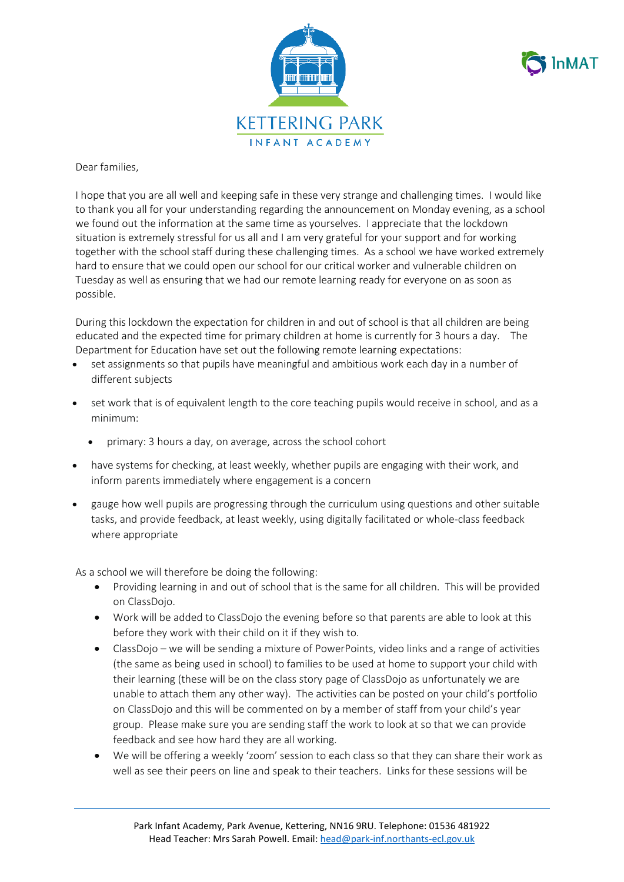KETTERING PARK

INFANT ACADEMY

InMAT

Dear families,

I hope that you are all well and keeping safe in these very strange and challenging times. I would like to thank you all for your understanding regarding the announcement on Monday evening, as a school we found out the information at the same time as yourselves. I appreciate that the lockdown situation is extremely stressful for us all and I am very grateful for your support and for working together with the school staff during these challenging times. As a school we have worked extremely hard to ensure that we could open our school for our critical worker and vulnerable children on Tuesday as well as ensuring that we had our remote learning ready for everyone on as soon as possible.

During this lockdown the expectation for children in and out of school is that all children are being educated and the expected time for primary children at home is currently for 3 hours a day. The Department for Education have set out the following remote learning expectations:

- set assignments so that pupils have meaningful and ambitious work each day in a number of different subjects
- set work that is of equivalent length to the core teaching pupils would receive in school, and as a minimum:
  - primary: 3 hours a day, on average, across the school cohort
- have systems for checking, at least weekly, whether pupils are engaging with their work, and inform parents immediately where engagement is a concern
- gauge how well pupils are progressing through the curriculum using questions and other suitable tasks, and provide feedback, at least weekly, using digitally facilitated or whole-class feedback where appropriate

As a school we will therefore be doing the following:

- Providing learning in and out of school that is the same for all children. This will be provided on ClassDojo.
- Work will be added to ClassDojo the evening before so that parents are able to look at this before they work with their child on it if they wish to.
- ClassDojo – we will be sending a mixture of PowerPoints, video links and a range of activities (the same as being used in school) to families to be used at home to support your child with their learning (these will be on the class story page of ClassDojo as unfortunately we are unable to attach them any other way). The activities can be posted on your child's portfolio on ClassDojo and this will be commented on by a member of staff from your child's year group. Please make sure you are sending staff the work to look at so that we can provide feedback and see how hard they are all working.
- We will be offering a weekly 'zoom' session to each class so that they can share their work as well as see their peers on line and speak to their teachers. Links for these sessions will be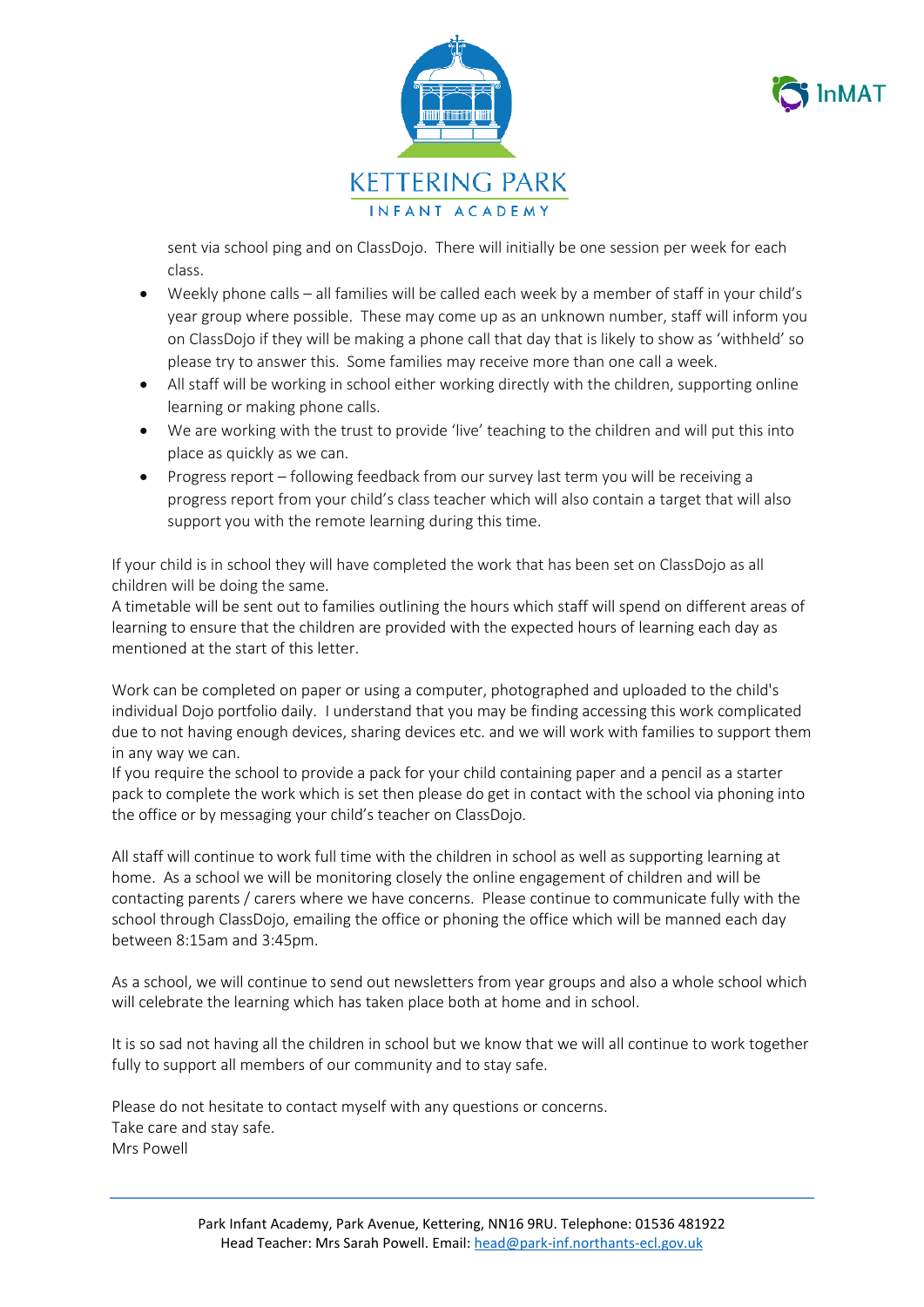sent via school ping and on ClassDojo. There will initially be one session per week for each class.

- Weekly phone calls – all families will be called each week by a member of staff in your child's year group where possible. These may come up as an unknown number, staff will inform you on ClassDojo if they will be making a phone call that day that is likely to show as 'withheld' so please try to answer this. Some families may receive more than one call a week.
- All staff will be working in school either working directly with the children, supporting online learning or making phone calls.
- We are working with the trust to provide 'live' teaching to the children and will put this into place as quickly as we can.
- Progress report – following feedback from our survey last term you will be receiving a progress report from your child's class teacher which will also contain a target that will also support you with the remote learning during this time.

If your child is in school they will have completed the work that has been set on ClassDojo as all children will be doing the same.
A timetable will be sent out to families outlining the hours which staff will spend on different areas of learning to ensure that the children are provided with the expected hours of learning each day as mentioned at the start of this letter.

Work can be completed on paper or using a computer, photographed and uploaded to the child's individual Dojo portfolio daily. I understand that you may be finding accessing this work complicated due to not having enough devices, sharing devices etc. and we will work with families to support them in any way we can.
If you require the school to provide a pack for your child containing paper and a pencil as a starter pack to complete the work which is set then please do get in contact with the school via phoning into the office or by messaging your child's teacher on ClassDojo.

All staff will continue to work full time with the children in school as well as supporting learning at home. As a school we will be monitoring closely the online engagement of children and will be contacting parents / carers where we have concerns. Please continue to communicate fully with the school through ClassDojo, emailing the office or phoning the office which will be manned each day between 8:15am and 3:45pm.

As a school, we will continue to send out newsletters from year groups and also a whole school which will celebrate the learning which has taken place both at home and in school.

It is so sad not having all the children in school but we know that we will all continue to work together fully to support all members of our community and to stay safe.

Please do not hesitate to contact myself with any questions or concerns.
Take care and stay safe.
Mrs Powell